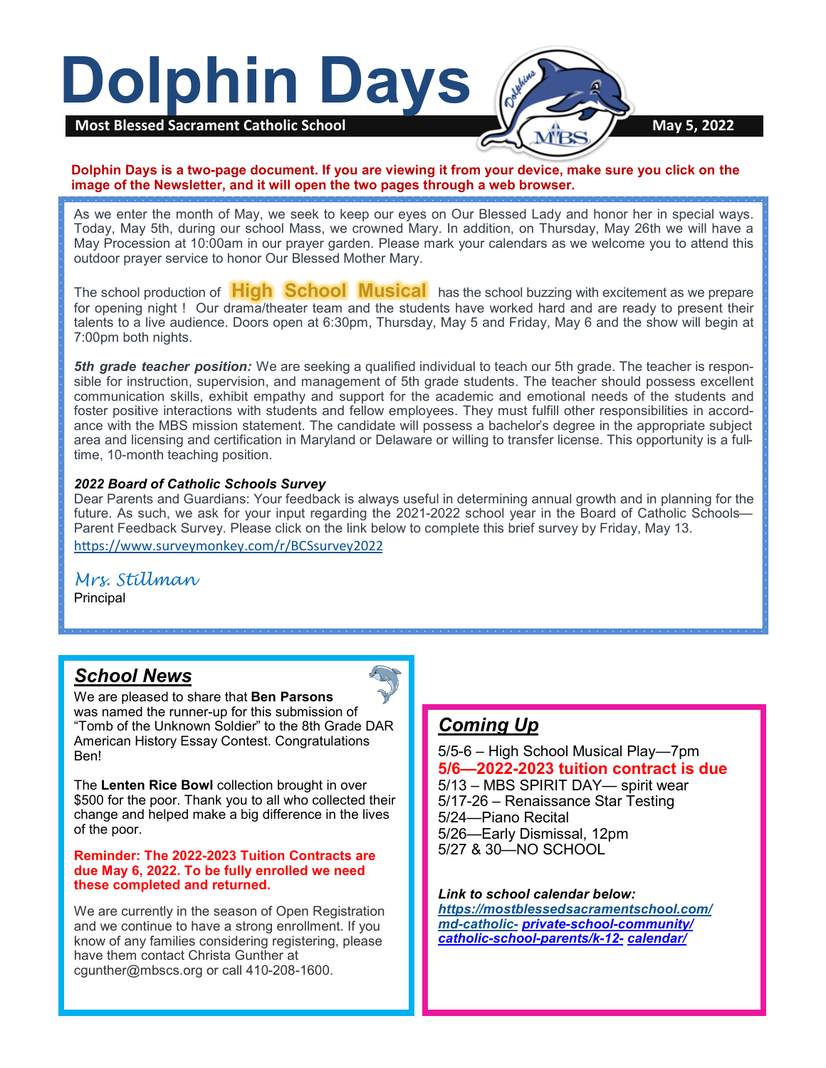# Dolphin Days

**Most Blessed Sacrament Catholic School** — **May 5, 2022**

**Dolphin Days is a two-page document. If you are viewing it from your device, make sure you click on the image of the Newsletter, and it will open the two pages through a web browser.**

As we enter the month of May, we seek to keep our eyes on Our Blessed Lady and honor her in special ways. Today, May 5th, during our school Mass, we crowned Mary. In addition, on Thursday, May 26th we will have a May Procession at 10:00am in our prayer garden. Please mark your calendars as we welcome you to attend this outdoor prayer service to honor Our Blessed Mother Mary.

The school production of **High School Musical** has the school buzzing with excitement as we prepare for opening night ! Our drama/theater team and the students have worked hard and are ready to present their talents to a live audience. Doors open at 6:30pm, Thursday, May 5 and Friday, May 6 and the show will begin at 7:00pm both nights.

***5th grade teacher position:*** We are seeking a qualified individual to teach our 5th grade. The teacher is responsible for instruction, supervision, and management of 5th grade students. The teacher should possess excellent communication skills, exhibit empathy and support for the academic and emotional needs of the students and foster positive interactions with students and fellow employees. They must fulfill other responsibilities in accordance with the MBS mission statement. The candidate will possess a bachelor's degree in the appropriate subject area and licensing and certification in Maryland or Delaware or willing to transfer license. This opportunity is a full-time, 10-month teaching position.

***2022 Board of Catholic Schools Survey***

Dear Parents and Guardians: Your feedback is always useful in determining annual growth and in planning for the future. As such, we ask for your input regarding the 2021-2022 school year in the Board of Catholic Schools—Parent Feedback Survey. Please click on the link below to complete this brief survey by Friday, May 13.

https://www.surveymonkey.com/r/BCSsurvey2022

*Mrs. Stillman*

Principal

## School News

We are pleased to share that **Ben Parsons** was named the runner-up for this submission of "Tomb of the Unknown Soldier" to the 8th Grade DAR American History Essay Contest. Congratulations Ben!

The **Lenten Rice Bowl** collection brought in over $500 for the poor. Thank you to all who collected their change and helped make a big difference in the lives of the poor.

**Reminder: The 2022-2023 Tuition Contracts are due May 6, 2022. To be fully enrolled we need these completed and returned.**

We are currently in the season of Open Registration and we continue to have a strong enrollment. If you know of any families considering registering, please have them contact Christa Gunther at cgunther@mbscs.org or call 410-208-1600.

## Coming Up

5/5-6 – High School Musical Play—7pm
**5/6—2022-2023 tuition contract is due**
5/13 – MBS SPIRIT DAY— spirit wear
5/17-26 – Renaissance Star Testing
5/24—Piano Recital
5/26—Early Dismissal, 12pm
5/27 & 30—NO SCHOOL

***Link to school calendar below:***

***https://mostblessedsacramentschool.com/md-catholic-private-school-community/catholic-school-parents/k-12-calendar/***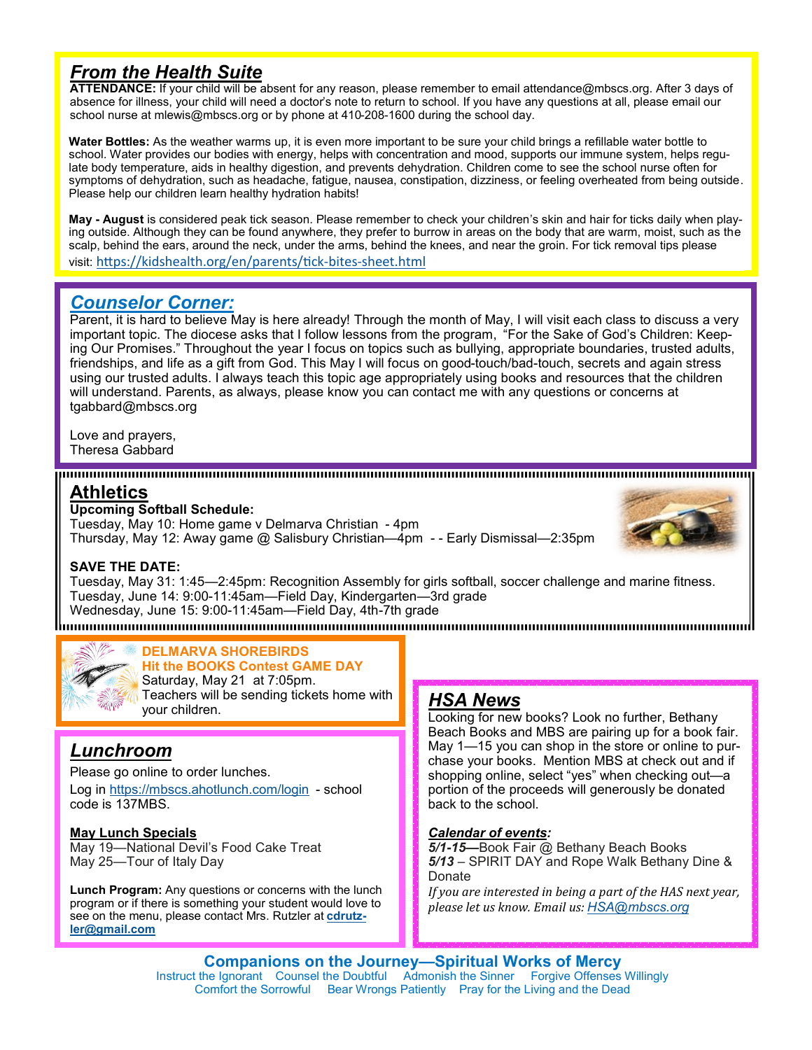## *From the Health Suite*

**ATTENDANCE:** If your child will be absent for any reason, please remember to email attendance@mbscs.org. After 3 days of absence for illness, your child will need a doctor's note to return to school. If you have any questions at all, please email our school nurse at mlewis@mbscs.org or by phone at 410-208-1600 during the school day.

**Water Bottles:** As the weather warms up, it is even more important to be sure your child brings a refillable water bottle to school. Water provides our bodies with energy, helps with concentration and mood, supports our immune system, helps regulate body temperature, aids in healthy digestion, and prevents dehydration. Children come to see the school nurse often for symptoms of dehydration, such as headache, fatigue, nausea, constipation, dizziness, or feeling overheated from being outside. Please help our children learn healthy hydration habits!

**May - August** is considered peak tick season. Please remember to check your children's skin and hair for ticks daily when playing outside. Although they can be found anywhere, they prefer to burrow in areas on the body that are warm, moist, such as the scalp, behind the ears, around the neck, under the arms, behind the knees, and near the groin. For tick removal tips please visit: https://kidshealth.org/en/parents/tick-bites-sheet.html

## *Counselor Corner:*

Parent, it is hard to believe May is here already! Through the month of May, I will visit each class to discuss a very important topic. The diocese asks that I follow lessons from the program, "For the Sake of God's Children: Keeping Our Promises." Throughout the year I focus on topics such as bullying, appropriate boundaries, trusted adults, friendships, and life as a gift from God. This May I will focus on good-touch/bad-touch, secrets and again stress using our trusted adults. I always teach this topic age appropriately using books and resources that the children will understand. Parents, as always, please know you can contact me with any questions or concerns at tgabbard@mbscs.org

Love and prayers,
Theresa Gabbard

## Athletics

**Upcoming Softball Schedule:**
Tuesday, May 10: Home game v Delmarva Christian - 4pm
Thursday, May 12: Away game @ Salisbury Christian—4pm - - Early Dismissal—2:35pm

**SAVE THE DATE:**
Tuesday, May 31: 1:45—2:45pm: Recognition Assembly for girls softball, soccer challenge and marine fitness.
Tuesday, June 14: 9:00-11:45am—Field Day, Kindergarten—3rd grade
Wednesday, June 15: 9:00-11:45am—Field Day, 4th-7th grade

**DELMARVA SHOREBIRDS**
**Hit the BOOKS Contest GAME DAY**
Saturday, May 21 at 7:05pm.
Teachers will be sending tickets home with your children.

## *Lunchroom*

Please go online to order lunches.
Log in https://mbscs.ahotlunch.com/login - school code is 137MBS.

**May Lunch Specials**
May 19—National Devil's Food Cake Treat
May 25—Tour of Italy Day

**Lunch Program:** Any questions or concerns with the lunch program or if there is something your student would love to see on the menu, please contact Mrs. Rutzler at **cdrutzler@gmail.com**

## *HSA News*

Looking for new books? Look no further, Bethany Beach Books and MBS are pairing up for a book fair. May 1—15 you can shop in the store or online to purchase your books. Mention MBS at check out and if shopping online, select "yes" when checking out—a portion of the proceeds will generously be donated back to the school.

***Calendar of events:***
***5/1-15—***Book Fair @ Bethany Beach Books
***5/13*** – SPIRIT DAY and Rope Walk Bethany Dine & Donate
*If you are interested in being a part of the HAS next year, please let us know. Email us: HSA@mbscs.org*

**Companions on the Journey—Spiritual Works of Mercy**
Instruct the Ignorant Counsel the Doubtful Admonish the Sinner Forgive Offenses Willingly
Comfort the Sorrowful Bear Wrongs Patiently Pray for the Living and the Dead